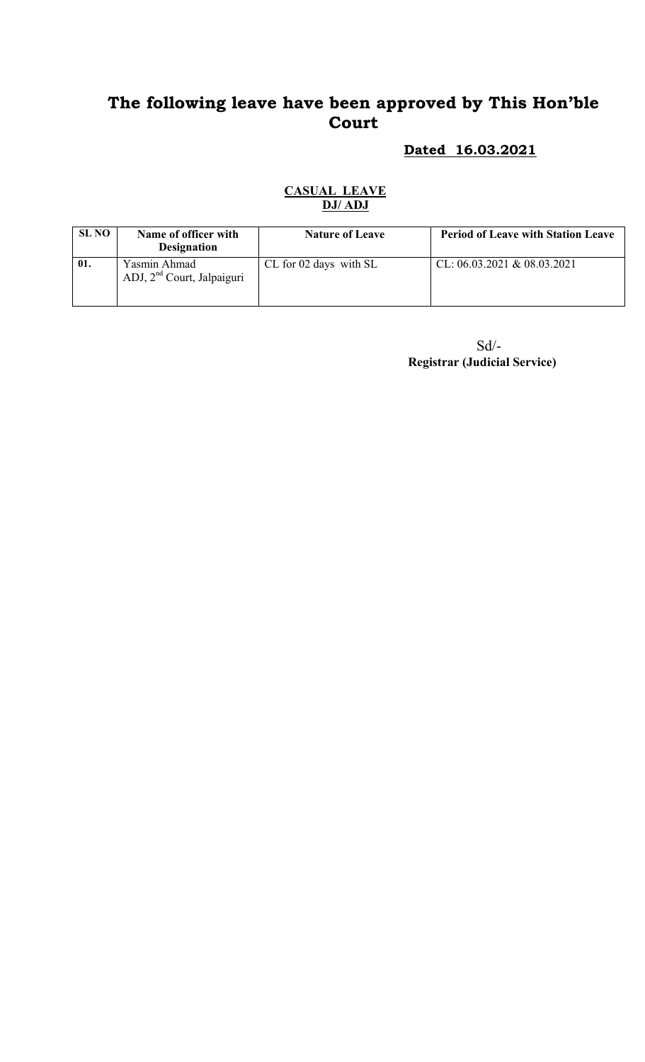# The following leave have been approved by This Hon'ble Court

**Dated 16.03.2021**

**CASUAL LEAVE**
**DJ/ ADJ**

| SL NO | Name of officer with Designation | Nature of Leave | Period of Leave with Station Leave |
|---|---|---|---|
| 01. | Yasmin Ahmad<br>ADJ, 2nd Court, Jalpaiguri | CL for 02 days with SL | CL: 06.03.2021 & 08.03.2021 |

Sd/-
**Registrar (Judicial Service)**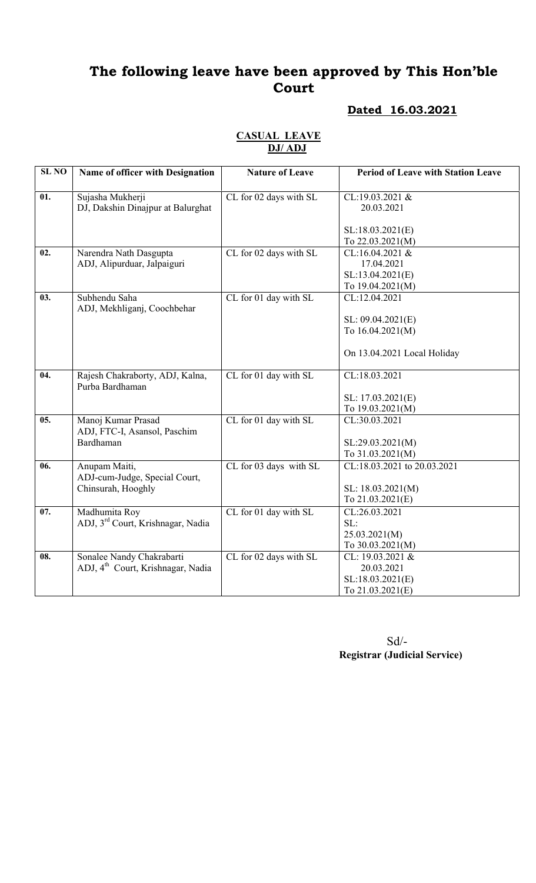# The following leave have been approved by This Hon'ble Court

**Dated 16.03.2021**

**CASUAL LEAVE**
**DJ/ ADJ**

| SL NO | Name of officer with Designation | Nature of Leave | Period of Leave with Station Leave |
|---|---|---|---|
| 01. | Sujasha Mukherji<br>DJ, Dakshin Dinajpur at Balurghat | CL for 02 days with SL | CL:19.03.2021 &<br>20.03.2021<br><br>SL:18.03.2021(E)<br>To 22.03.2021(M) |
| 02. | Narendra Nath Dasgupta<br>ADJ, Alipurduar, Jalpaiguri | CL for 02 days with SL | CL:16.04.2021 &<br>17.04.2021<br>SL:13.04.2021(E)<br>To 19.04.2021(M) |
| 03. | Subhendu Saha<br>ADJ, Mekhliganj, Coochbehar | CL for 01 day with SL | CL:12.04.2021<br><br>SL: 09.04.2021(E)<br>To 16.04.2021(M)<br><br>On 13.04.2021 Local Holiday |
| 04. | Rajesh Chakraborty, ADJ, Kalna, Purba Bardhaman | CL for 01 day with SL | CL:18.03.2021<br><br>SL: 17.03.2021(E)<br>To 19.03.2021(M) |
| 05. | Manoj Kumar Prasad<br>ADJ, FTC-I, Asansol, Paschim Bardhaman | CL for 01 day with SL | CL:30.03.2021<br><br>SL:29.03.2021(M)<br>To 31.03.2021(M) |
| 06. | Anupam Maiti,<br>ADJ-cum-Judge, Special Court, Chinsurah, Hooghly | CL for 03 days with SL | CL:18.03.2021 to 20.03.2021<br><br>SL: 18.03.2021(M)<br>To 21.03.2021(E) |
| 07. | Madhumita Roy<br>ADJ, 3rd Court, Krishnagar, Nadia | CL for 01 day with SL | CL:26.03.2021<br>SL:<br>25.03.2021(M)<br>To 30.03.2021(M) |
| 08. | Sonalee Nandy Chakrabarti<br>ADJ, 4th Court, Krishnagar, Nadia | CL for 02 days with SL | CL: 19.03.2021 &<br>20.03.2021<br>SL:18.03.2021(E)<br>To 21.03.2021(E) |

Sd/-
**Registrar (Judicial Service)**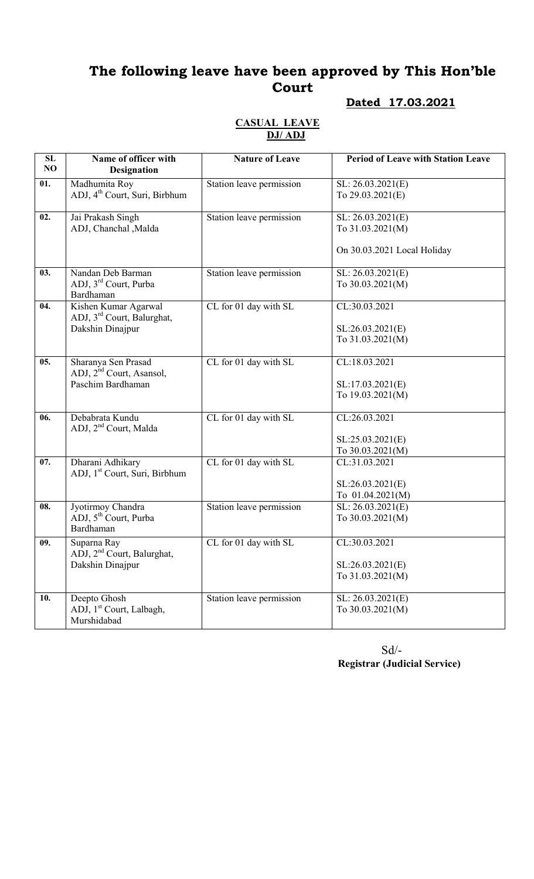# The following leave have been approved by This Hon'ble Court

**Dated 17.03.2021**

**CASUAL LEAVE**
**DJ/ ADJ**

| SL NO | Name of officer with Designation | Nature of Leave | Period of Leave with Station Leave |
|---|---|---|---|
| 01. | Madhumita Roy<br>ADJ, 4th Court, Suri, Birbhum | Station leave permission | SL: 26.03.2021(E)<br>To 29.03.2021(E) |
| 02. | Jai Prakash Singh<br>ADJ, Chanchal ,Malda | Station leave permission | SL: 26.03.2021(E)<br>To 31.03.2021(M)<br><br>On 30.03.2021 Local Holiday |
| 03. | Nandan Deb Barman<br>ADJ, 3rd Court, Purba Bardhaman | Station leave permission | SL: 26.03.2021(E)<br>To 30.03.2021(M) |
| 04. | Kishen Kumar Agarwal<br>ADJ, 3rd Court, Balurghat, Dakshin Dinajpur | CL for 01 day with SL | CL:30.03.2021<br><br>SL:26.03.2021(E)<br>To 31.03.2021(M) |
| 05. | Sharanya Sen Prasad<br>ADJ, 2nd Court, Asansol, Paschim Bardhaman | CL for 01 day with SL | CL:18.03.2021<br><br>SL:17.03.2021(E)<br>To 19.03.2021(M) |
| 06. | Debabrata Kundu<br>ADJ, 2nd Court, Malda | CL for 01 day with SL | CL:26.03.2021<br><br>SL:25.03.2021(E)<br>To 30.03.2021(M) |
| 07. | Dharani Adhikary<br>ADJ, 1st Court, Suri, Birbhum | CL for 01 day with SL | CL:31.03.2021<br><br>SL:26.03.2021(E)<br>To 01.04.2021(M) |
| 08. | Jyotirmoy Chandra<br>ADJ, 5th Court, Purba Bardhaman | Station leave permission | SL: 26.03.2021(E)<br>To 30.03.2021(M) |
| 09. | Suparna Ray<br>ADJ, 2nd Court, Balurghat, Dakshin Dinajpur | CL for 01 day with SL | CL:30.03.2021<br><br>SL:26.03.2021(E)<br>To 31.03.2021(M) |
| 10. | Deepto Ghosh<br>ADJ, 1st Court, Lalbagh, Murshidabad | Station leave permission | SL: 26.03.2021(E)<br>To 30.03.2021(M) |

Sd/-
**Registrar (Judicial Service)**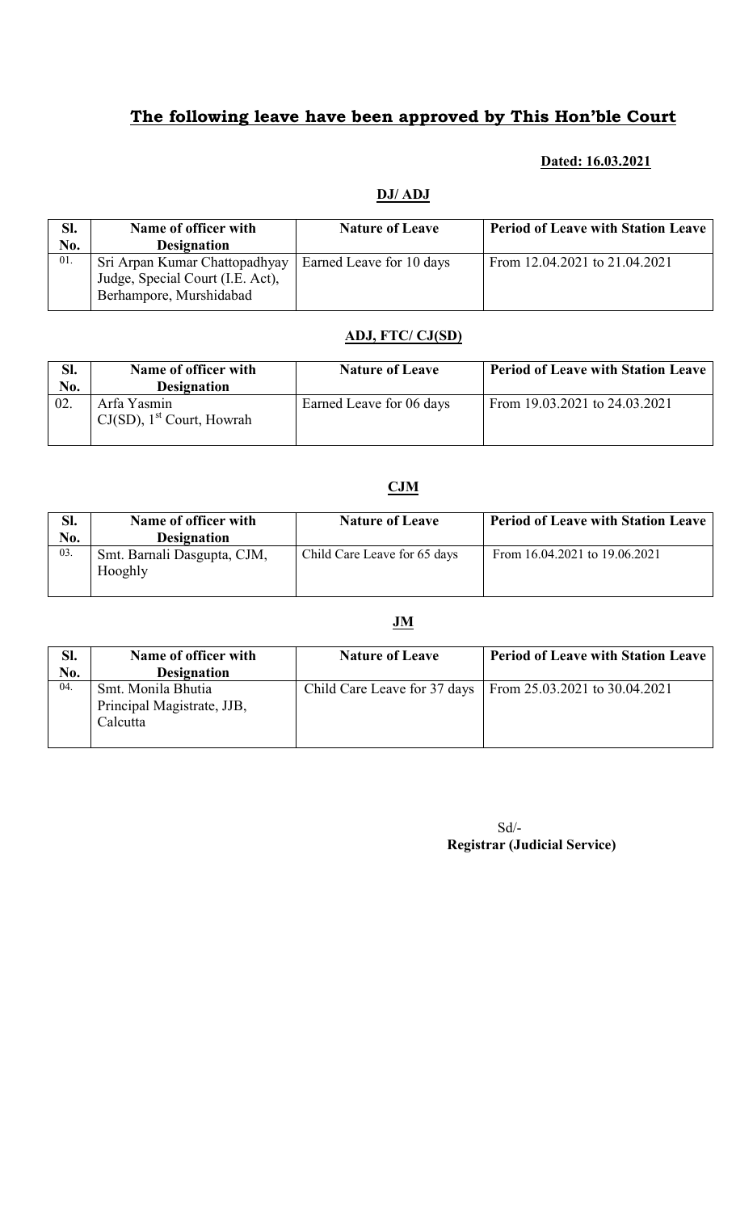# **The following leave have been approved by This Hon'ble Court**

**Dated: 16.03.2021**

## **DJ/ ADJ**

| Sl. No. | Name of officer with Designation | Nature of Leave | Period of Leave with Station Leave |
|---|---|---|---|
| 01. | Sri Arpan Kumar Chattopadhyay Judge, Special Court (I.E. Act), Berhampore, Murshidabad | Earned Leave for 10 days | From 12.04.2021 to 21.04.2021 |

## **ADJ, FTC/ CJ(SD)**

| Sl. No. | Name of officer with Designation | Nature of Leave | Period of Leave with Station Leave |
|---|---|---|---|
| 02. | Arfa Yasmin CJ(SD), 1st Court, Howrah | Earned Leave for 06 days | From 19.03.2021 to 24.03.2021 |

## **CJM**

| Sl. No. | Name of officer with Designation | Nature of Leave | Period of Leave with Station Leave |
|---|---|---|---|
| 03. | Smt. Barnali Dasgupta, CJM, Hooghly | Child Care Leave for 65 days | From 16.04.2021 to 19.06.2021 |

## **JM**

| Sl. No. | Name of officer with Designation | Nature of Leave | Period of Leave with Station Leave |
|---|---|---|---|
| 04. | Smt. Monila Bhutia Principal Magistrate, JJB, Calcutta | Child Care Leave for 37 days | From 25.03.2021 to 30.04.2021 |

Sd/-
**Registrar (Judicial Service)**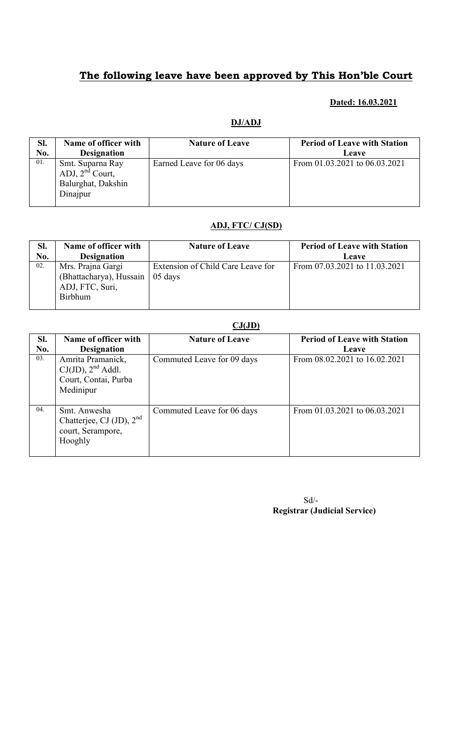# The following leave have been approved by This Hon'ble Court

**Dated: 16.03.2021**

**DJ/ADJ**

| Sl. No. | Name of officer with Designation | Nature of Leave | Period of Leave with Station Leave |
|---|---|---|---|
| 01. | Smt. Suparna Ray ADJ, 2nd Court, Balurghat, Dakshin Dinajpur | Earned Leave for 06 days | From 01.03.2021 to 06.03.2021 |

**ADJ, FTC/ CJ(SD)**

| Sl. No. | Name of officer with Designation | Nature of Leave | Period of Leave with Station Leave |
|---|---|---|---|
| 02. | Mrs. Prajna Gargi (Bhattacharya), Hussain ADJ, FTC, Suri, Birbhum | Extension of Child Care Leave for 05 days | From 07.03.2021 to 11.03.2021 |

**CJ(JD)**

| Sl. No. | Name of officer with Designation | Nature of Leave | Period of Leave with Station Leave |
|---|---|---|---|
| 03. | Amrita Pramanick, CJ(JD), 2nd Addl. Court, Contai, Purba Medinipur | Commuted Leave for 09 days | From 08.02.2021 to 16.02.2021 |
| 04. | Smt. Anwesha Chatterjee, CJ (JD), 2nd court, Serampore, Hooghly | Commuted Leave for 06 days | From 01.03.2021 to 06.03.2021 |

Sd/-
**Registrar (Judicial Service)**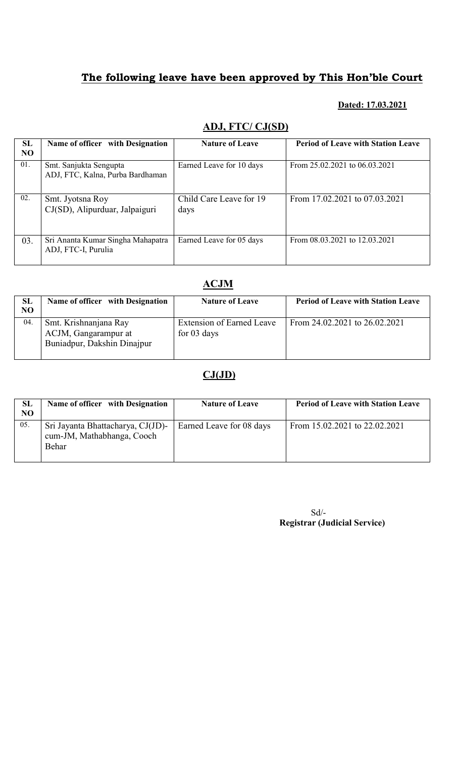# The following leave have been approved by This Hon'ble Court

**Dated: 17.03.2021**

## ADJ, FTC/ CJ(SD)

| SL NO | Name of officer with Designation | Nature of Leave | Period of Leave with Station Leave |
|---|---|---|---|
| 01. | Smt. Sanjukta Sengupta ADJ, FTC, Kalna, Purba Bardhaman | Earned Leave for 10 days | From 25.02.2021 to 06.03.2021 |
| 02. | Smt. Jyotsna Roy CJ(SD), Alipurduar, Jalpaiguri | Child Care Leave for 19 days | From 17.02.2021 to 07.03.2021 |
| 03. | Sri Ananta Kumar Singha Mahapatra ADJ, FTC-I, Purulia | Earned Leave for 05 days | From 08.03.2021 to 12.03.2021 |

## ACJM

| SL NO | Name of officer with Designation | Nature of Leave | Period of Leave with Station Leave |
|---|---|---|---|
| 04. | Smt. Krishnanjana Ray ACJM, Gangarampur at Buniadpur, Dakshin Dinajpur | Extension of Earned Leave for 03 days | From 24.02.2021 to 26.02.2021 |

## CJ(JD)

| SL NO | Name of officer with Designation | Nature of Leave | Period of Leave with Station Leave |
|---|---|---|---|
| 05. | Sri Jayanta Bhattacharya, CJ(JD)-cum-JM, Mathabhanga, Cooch Behar | Earned Leave for 08 days | From 15.02.2021 to 22.02.2021 |

Sd/-
**Registrar (Judicial Service)**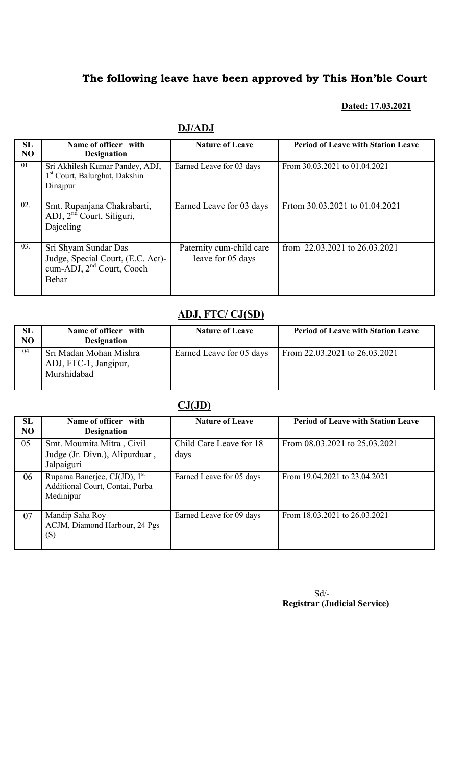# **The following leave have been approved by This Hon'ble Court**

**Dated: 17.03.2021**

## **DJ/ADJ**

| SL NO | Name of officer with Designation | Nature of Leave | Period of Leave with Station Leave |
|---|---|---|---|
| 01. | Sri Akhilesh Kumar Pandey, ADJ, 1st Court, Balurghat, Dakshin Dinajpur | Earned Leave for 03 days | From 30.03.2021 to 01.04.2021 |
| 02. | Smt. Rupanjana Chakrabarti, ADJ, 2nd Court, Siliguri, Dajeeling | Earned Leave for 03 days | Frtom 30.03.2021 to 01.04.2021 |
| 03. | Sri Shyam Sundar Das Judge, Special Court, (E.C. Act)-cum-ADJ, 2nd Court, Cooch Behar | Paternity cum-child care leave for 05 days | from 22.03.2021 to 26.03.2021 |

## **ADJ, FTC/ CJ(SD)**

| SL NO | Name of officer with Designation | Nature of Leave | Period of Leave with Station Leave |
|---|---|---|---|
| 04 | Sri Madan Mohan Mishra ADJ, FTC-1, Jangipur, Murshidabad | Earned Leave for 05 days | From 22.03.2021 to 26.03.2021 |

## **CJ(JD)**

| SL NO | Name of officer with Designation | Nature of Leave | Period of Leave with Station Leave |
|---|---|---|---|
| 05 | Smt. Moumita Mitra , Civil Judge (Jr. Divn.), Alipurduar , Jalpaiguri | Child Care Leave for 18 days | From 08.03.2021 to 25.03.2021 |
| 06 | Rupama Banerjee, CJ(JD), 1st Additional Court, Contai, Purba Medinipur | Earned Leave for 05 days | From 19.04.2021 to 23.04.2021 |
| 07 | Mandip Saha Roy ACJM, Diamond Harbour, 24 Pgs (S) | Earned Leave for 09 days | From 18.03.2021 to 26.03.2021 |

Sd/-
**Registrar (Judicial Service)**